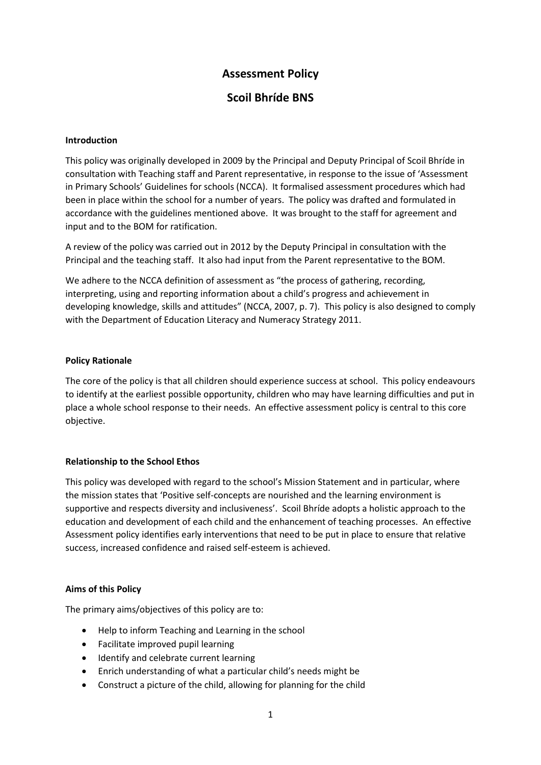# Assessment Policy

# Scoil Bhríde BNS

### Introduction

This policy was originally developed in 2009 by the Principal and Deputy Principal of Scoil Bhríde in consultation with Teaching staff and Parent representative, in response to the issue of 'Assessment in Primary Schools' Guidelines for schools (NCCA). It formalised assessment procedures which had been in place within the school for a number of years. The policy was drafted and formulated in accordance with the guidelines mentioned above. It was brought to the staff for agreement and input and to the BOM for ratification.

A review of the policy was carried out in 2012 by the Deputy Principal in consultation with the Principal and the teaching staff. It also had input from the Parent representative to the BOM.

We adhere to the NCCA definition of assessment as "the process of gathering, recording, interpreting, using and reporting information about a child's progress and achievement in developing knowledge, skills and attitudes" (NCCA, 2007, p. 7). This policy is also designed to comply with the Department of Education Literacy and Numeracy Strategy 2011.

### Policy Rationale

The core of the policy is that all children should experience success at school. This policy endeavours to identify at the earliest possible opportunity, children who may have learning difficulties and put in place a whole school response to their needs. An effective assessment policy is central to this core objective.

### Relationship to the School Ethos

This policy was developed with regard to the school's Mission Statement and in particular, where the mission states that 'Positive self-concepts are nourished and the learning environment is supportive and respects diversity and inclusiveness'. Scoil Bhríde adopts a holistic approach to the education and development of each child and the enhancement of teaching processes. An effective Assessment policy identifies early interventions that need to be put in place to ensure that relative success, increased confidence and raised self-esteem is achieved.

### Aims of this Policy

The primary aims/objectives of this policy are to:

- Help to inform Teaching and Learning in the school
- Facilitate improved pupil learning
- Identify and celebrate current learning
- Enrich understanding of what a particular child's needs might be
- Construct a picture of the child, allowing for planning for the child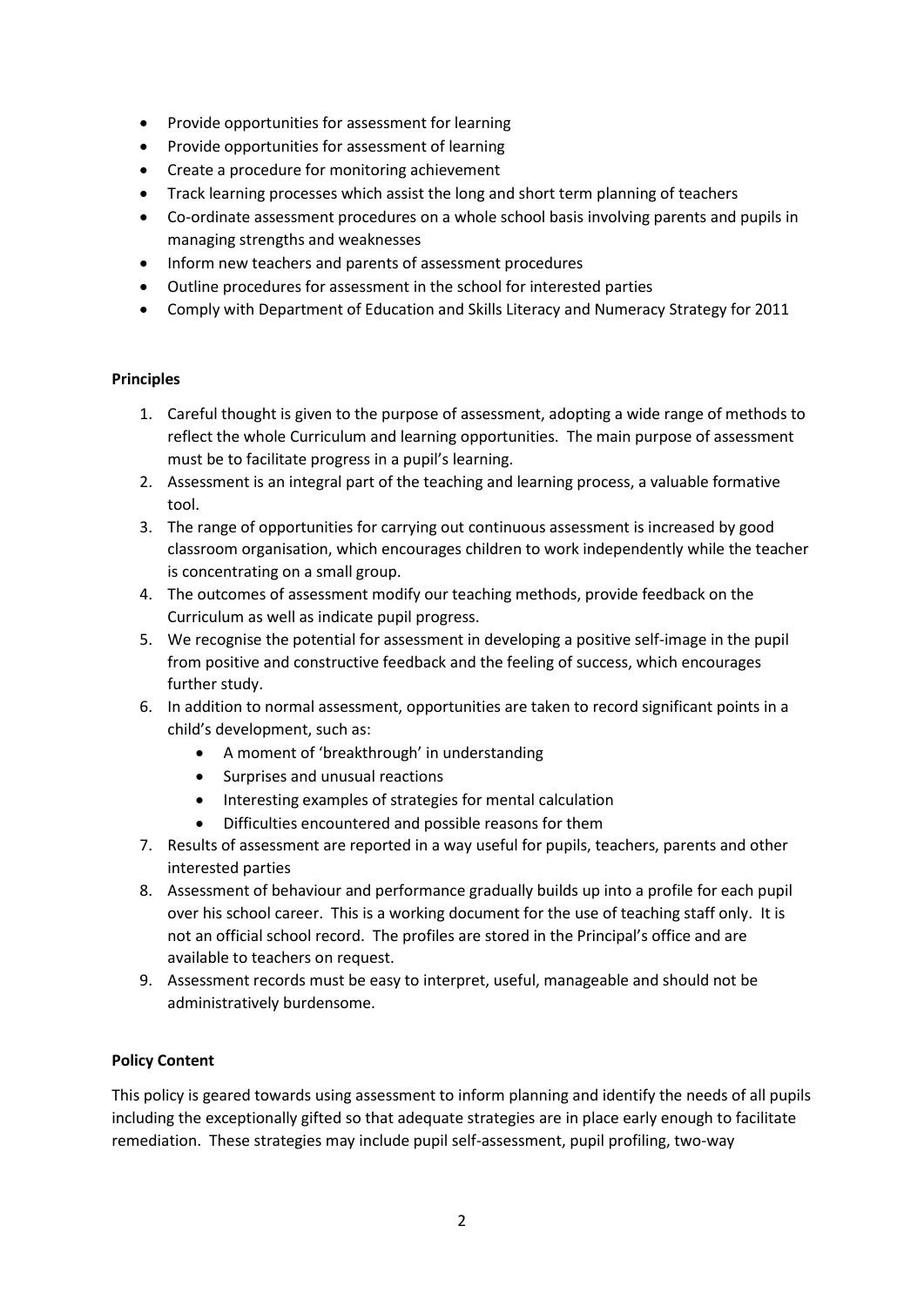- Provide opportunities for assessment for learning
- Provide opportunities for assessment of learning
- Create a procedure for monitoring achievement
- Track learning processes which assist the long and short term planning of teachers
- Co-ordinate assessment procedures on a whole school basis involving parents and pupils in managing strengths and weaknesses
- Inform new teachers and parents of assessment procedures
- Outline procedures for assessment in the school for interested parties
- Comply with Department of Education and Skills Literacy and Numeracy Strategy for 2011

**Principles**

1. Careful thought is given to the purpose of assessment, adopting a wide range of methods to reflect the whole Curriculum and learning opportunities. The main purpose of assessment must be to facilitate progress in a pupil's learning.
2. Assessment is an integral part of the teaching and learning process, a valuable formative tool.
3. The range of opportunities for carrying out continuous assessment is increased by good classroom organisation, which encourages children to work independently while the teacher is concentrating on a small group.
4. The outcomes of assessment modify our teaching methods, provide feedback on the Curriculum as well as indicate pupil progress.
5. We recognise the potential for assessment in developing a positive self-image in the pupil from positive and constructive feedback and the feeling of success, which encourages further study.
6. In addition to normal assessment, opportunities are taken to record significant points in a child's development, such as:
   - A moment of 'breakthrough' in understanding
   - Surprises and unusual reactions
   - Interesting examples of strategies for mental calculation
   - Difficulties encountered and possible reasons for them
7. Results of assessment are reported in a way useful for pupils, teachers, parents and other interested parties
8. Assessment of behaviour and performance gradually builds up into a profile for each pupil over his school career. This is a working document for the use of teaching staff only. It is not an official school record. The profiles are stored in the Principal's office and are available to teachers on request.
9. Assessment records must be easy to interpret, useful, manageable and should not be administratively burdensome.

**Policy Content**

This policy is geared towards using assessment to inform planning and identify the needs of all pupils including the exceptionally gifted so that adequate strategies are in place early enough to facilitate remediation. These strategies may include pupil self-assessment, pupil profiling, two-way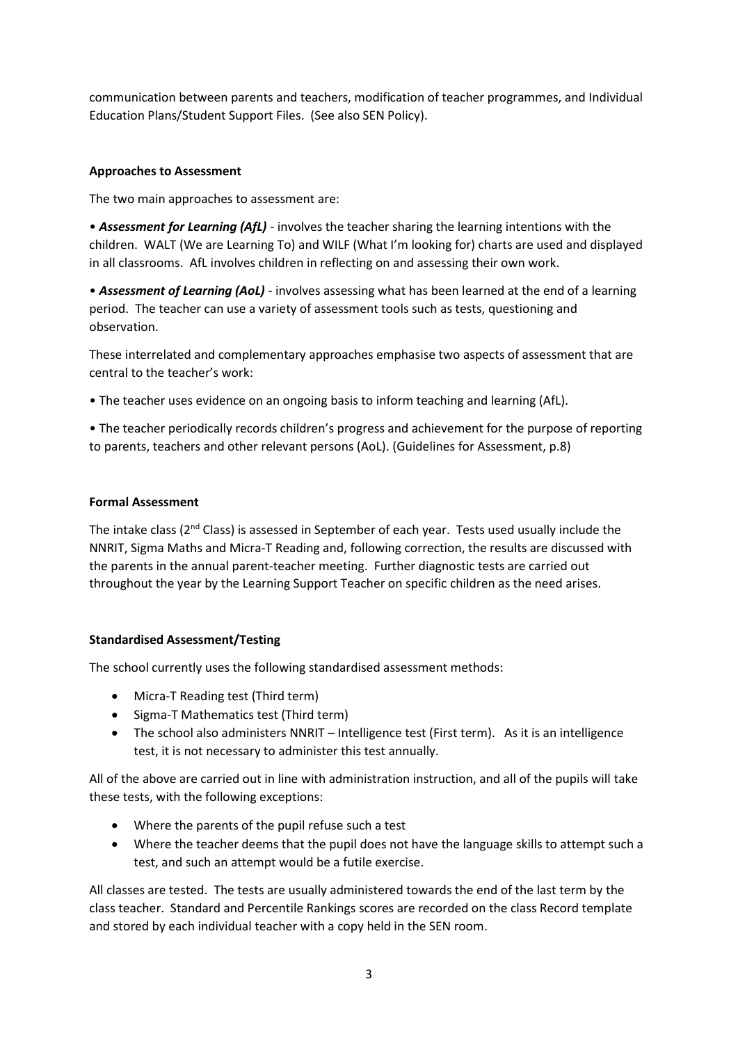communication between parents and teachers, modification of teacher programmes, and Individual Education Plans/Student Support Files. (See also SEN Policy).

**Approaches to Assessment**

The two main approaches to assessment are:

• ***Assessment for Learning (AfL)*** - involves the teacher sharing the learning intentions with the children. WALT (We are Learning To) and WILF (What I'm looking for) charts are used and displayed in all classrooms. AfL involves children in reflecting on and assessing their own work.

• ***Assessment of Learning (AoL)*** - involves assessing what has been learned at the end of a learning period. The teacher can use a variety of assessment tools such as tests, questioning and observation.

These interrelated and complementary approaches emphasise two aspects of assessment that are central to the teacher's work:

• The teacher uses evidence on an ongoing basis to inform teaching and learning (AfL).

• The teacher periodically records children's progress and achievement for the purpose of reporting to parents, teachers and other relevant persons (AoL). (Guidelines for Assessment, p.8)

**Formal Assessment**

The intake class (2nd Class) is assessed in September of each year. Tests used usually include the NNRIT, Sigma Maths and Micra-T Reading and, following correction, the results are discussed with the parents in the annual parent-teacher meeting. Further diagnostic tests are carried out throughout the year by the Learning Support Teacher on specific children as the need arises.

**Standardised Assessment/Testing**

The school currently uses the following standardised assessment methods:

- Micra-T Reading test (Third term)
- Sigma-T Mathematics test (Third term)
- The school also administers NNRIT – Intelligence test (First term). As it is an intelligence test, it is not necessary to administer this test annually.

All of the above are carried out in line with administration instruction, and all of the pupils will take these tests, with the following exceptions:

- Where the parents of the pupil refuse such a test
- Where the teacher deems that the pupil does not have the language skills to attempt such a test, and such an attempt would be a futile exercise.

All classes are tested. The tests are usually administered towards the end of the last term by the class teacher. Standard and Percentile Rankings scores are recorded on the class Record template and stored by each individual teacher with a copy held in the SEN room.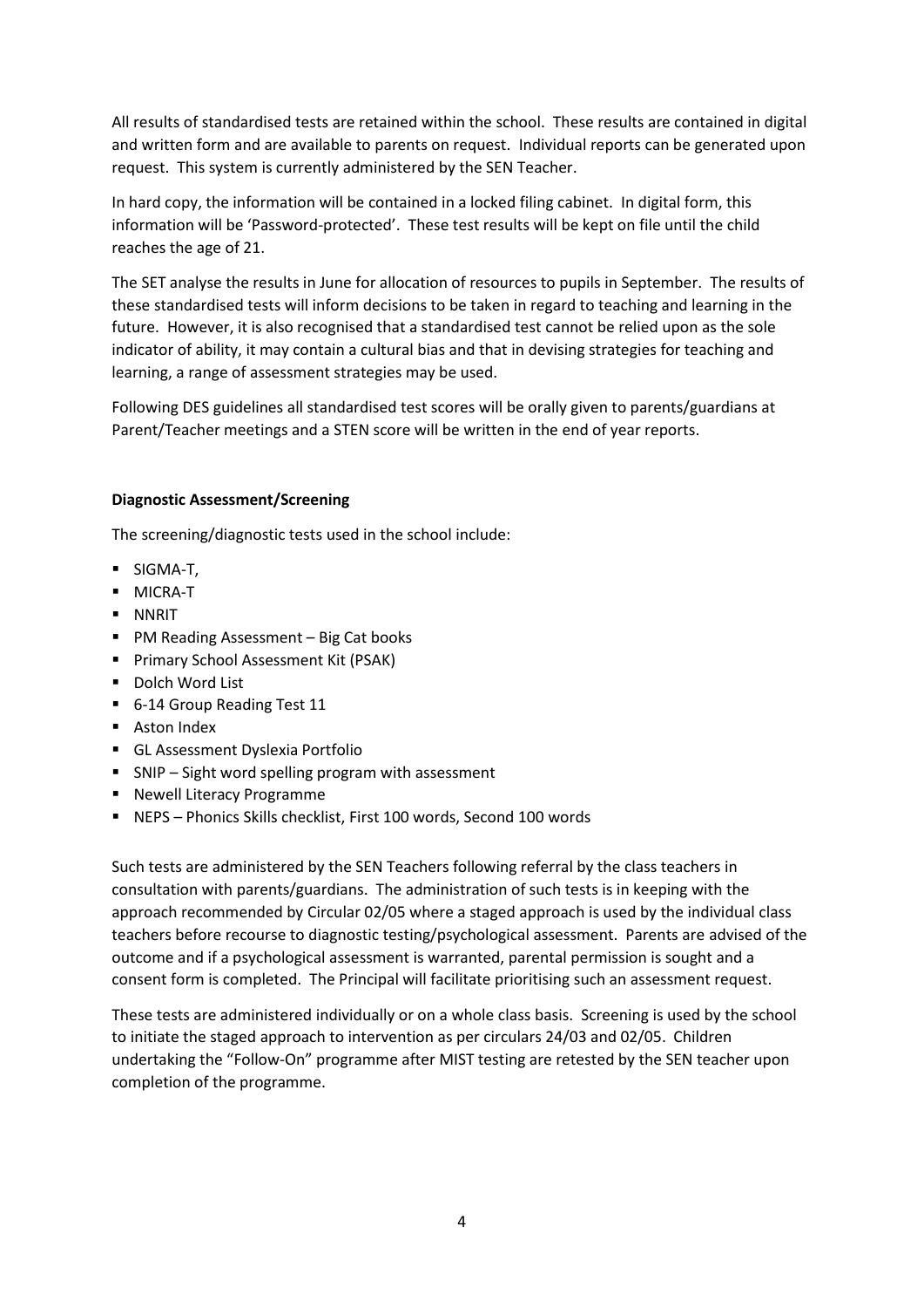All results of standardised tests are retained within the school. These results are contained in digital and written form and are available to parents on request. Individual reports can be generated upon request. This system is currently administered by the SEN Teacher.

In hard copy, the information will be contained in a locked filing cabinet. In digital form, this information will be 'Password-protected'. These test results will be kept on file until the child reaches the age of 21.

The SET analyse the results in June for allocation of resources to pupils in September. The results of these standardised tests will inform decisions to be taken in regard to teaching and learning in the future. However, it is also recognised that a standardised test cannot be relied upon as the sole indicator of ability, it may contain a cultural bias and that in devising strategies for teaching and learning, a range of assessment strategies may be used.

Following DES guidelines all standardised test scores will be orally given to parents/guardians at Parent/Teacher meetings and a STEN score will be written in the end of year reports.

**Diagnostic Assessment/Screening**

The screening/diagnostic tests used in the school include:

- SIGMA-T,
- MICRA-T
- NNRIT
- PM Reading Assessment – Big Cat books
- Primary School Assessment Kit (PSAK)
- Dolch Word List
- 6-14 Group Reading Test 11
- Aston Index
- GL Assessment Dyslexia Portfolio
- SNIP – Sight word spelling program with assessment
- Newell Literacy Programme
- NEPS – Phonics Skills checklist, First 100 words, Second 100 words

Such tests are administered by the SEN Teachers following referral by the class teachers in consultation with parents/guardians. The administration of such tests is in keeping with the approach recommended by Circular 02/05 where a staged approach is used by the individual class teachers before recourse to diagnostic testing/psychological assessment. Parents are advised of the outcome and if a psychological assessment is warranted, parental permission is sought and a consent form is completed. The Principal will facilitate prioritising such an assessment request.

These tests are administered individually or on a whole class basis. Screening is used by the school to initiate the staged approach to intervention as per circulars 24/03 and 02/05. Children undertaking the "Follow-On" programme after MIST testing are retested by the SEN teacher upon completion of the programme.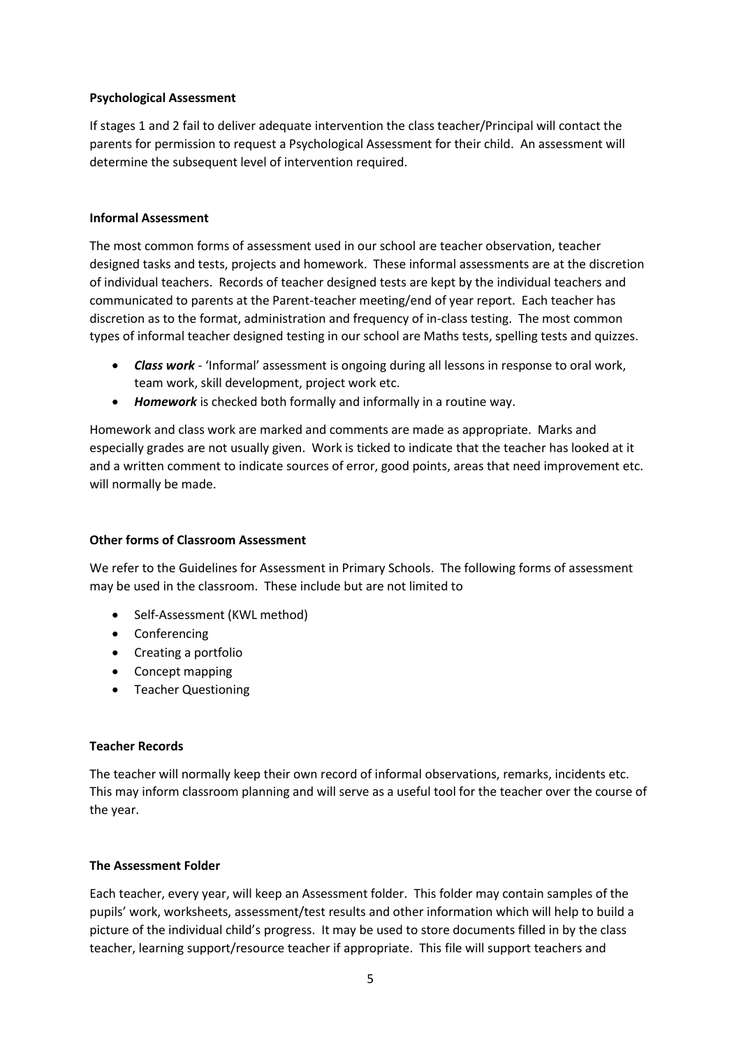**Psychological Assessment**

If stages 1 and 2 fail to deliver adequate intervention the class teacher/Principal will contact the parents for permission to request a Psychological Assessment for their child. An assessment will determine the subsequent level of intervention required.

**Informal Assessment**

The most common forms of assessment used in our school are teacher observation, teacher designed tasks and tests, projects and homework. These informal assessments are at the discretion of individual teachers. Records of teacher designed tests are kept by the individual teachers and communicated to parents at the Parent-teacher meeting/end of year report. Each teacher has discretion as to the format, administration and frequency of in-class testing. The most common types of informal teacher designed testing in our school are Maths tests, spelling tests and quizzes.

- ***Class work*** - 'Informal' assessment is ongoing during all lessons in response to oral work, team work, skill development, project work etc.
- ***Homework*** is checked both formally and informally in a routine way.

Homework and class work are marked and comments are made as appropriate. Marks and especially grades are not usually given. Work is ticked to indicate that the teacher has looked at it and a written comment to indicate sources of error, good points, areas that need improvement etc. will normally be made.

**Other forms of Classroom Assessment**

We refer to the Guidelines for Assessment in Primary Schools. The following forms of assessment may be used in the classroom. These include but are not limited to

- Self-Assessment (KWL method)
- Conferencing
- Creating a portfolio
- Concept mapping
- Teacher Questioning

**Teacher Records**

The teacher will normally keep their own record of informal observations, remarks, incidents etc. This may inform classroom planning and will serve as a useful tool for the teacher over the course of the year.

**The Assessment Folder**

Each teacher, every year, will keep an Assessment folder. This folder may contain samples of the pupils' work, worksheets, assessment/test results and other information which will help to build a picture of the individual child's progress. It may be used to store documents filled in by the class teacher, learning support/resource teacher if appropriate. This file will support teachers and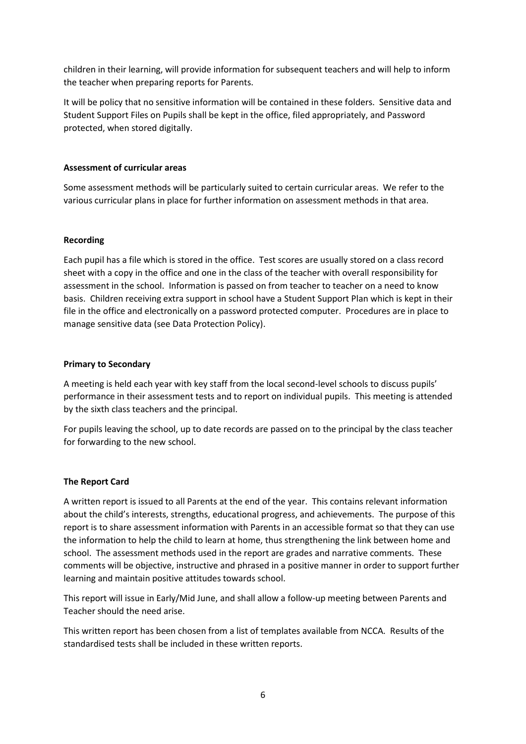children in their learning, will provide information for subsequent teachers and will help to inform the teacher when preparing reports for Parents.

It will be policy that no sensitive information will be contained in these folders. Sensitive data and Student Support Files on Pupils shall be kept in the office, filed appropriately, and Password protected, when stored digitally.

**Assessment of curricular areas**

Some assessment methods will be particularly suited to certain curricular areas. We refer to the various curricular plans in place for further information on assessment methods in that area.

**Recording**

Each pupil has a file which is stored in the office. Test scores are usually stored on a class record sheet with a copy in the office and one in the class of the teacher with overall responsibility for assessment in the school. Information is passed on from teacher to teacher on a need to know basis. Children receiving extra support in school have a Student Support Plan which is kept in their file in the office and electronically on a password protected computer. Procedures are in place to manage sensitive data (see Data Protection Policy).

**Primary to Secondary**

A meeting is held each year with key staff from the local second-level schools to discuss pupils' performance in their assessment tests and to report on individual pupils. This meeting is attended by the sixth class teachers and the principal.

For pupils leaving the school, up to date records are passed on to the principal by the class teacher for forwarding to the new school.

**The Report Card**

A written report is issued to all Parents at the end of the year. This contains relevant information about the child's interests, strengths, educational progress, and achievements. The purpose of this report is to share assessment information with Parents in an accessible format so that they can use the information to help the child to learn at home, thus strengthening the link between home and school. The assessment methods used in the report are grades and narrative comments. These comments will be objective, instructive and phrased in a positive manner in order to support further learning and maintain positive attitudes towards school.

This report will issue in Early/Mid June, and shall allow a follow-up meeting between Parents and Teacher should the need arise.

This written report has been chosen from a list of templates available from NCCA. Results of the standardised tests shall be included in these written reports.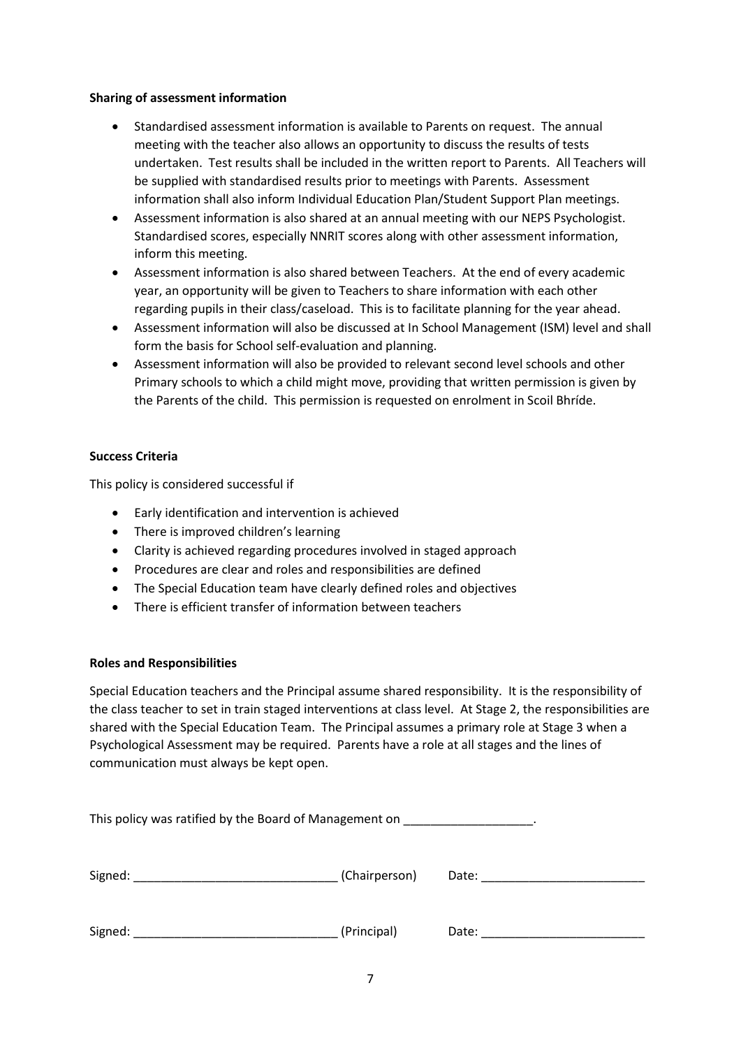**Sharing of assessment information**

- Standardised assessment information is available to Parents on request. The annual meeting with the teacher also allows an opportunity to discuss the results of tests undertaken. Test results shall be included in the written report to Parents. All Teachers will be supplied with standardised results prior to meetings with Parents. Assessment information shall also inform Individual Education Plan/Student Support Plan meetings.
- Assessment information is also shared at an annual meeting with our NEPS Psychologist. Standardised scores, especially NNRIT scores along with other assessment information, inform this meeting.
- Assessment information is also shared between Teachers. At the end of every academic year, an opportunity will be given to Teachers to share information with each other regarding pupils in their class/caseload. This is to facilitate planning for the year ahead.
- Assessment information will also be discussed at In School Management (ISM) level and shall form the basis for School self-evaluation and planning.
- Assessment information will also be provided to relevant second level schools and other Primary schools to which a child might move, providing that written permission is given by the Parents of the child. This permission is requested on enrolment in Scoil Bhríde.

**Success Criteria**

This policy is considered successful if

- Early identification and intervention is achieved
- There is improved children's learning
- Clarity is achieved regarding procedures involved in staged approach
- Procedures are clear and roles and responsibilities are defined
- The Special Education team have clearly defined roles and objectives
- There is efficient transfer of information between teachers

**Roles and Responsibilities**

Special Education teachers and the Principal assume shared responsibility. It is the responsibility of the class teacher to set in train staged interventions at class level. At Stage 2, the responsibilities are shared with the Special Education Team. The Principal assumes a primary role at Stage 3 when a Psychological Assessment may be required. Parents have a role at all stages and the lines of communication must always be kept open.

This policy was ratified by the Board of Management on ___________________.

Signed: ______________________________ (Chairperson)   Date: ________________________

Signed: ______________________________ (Principal)   Date: ________________________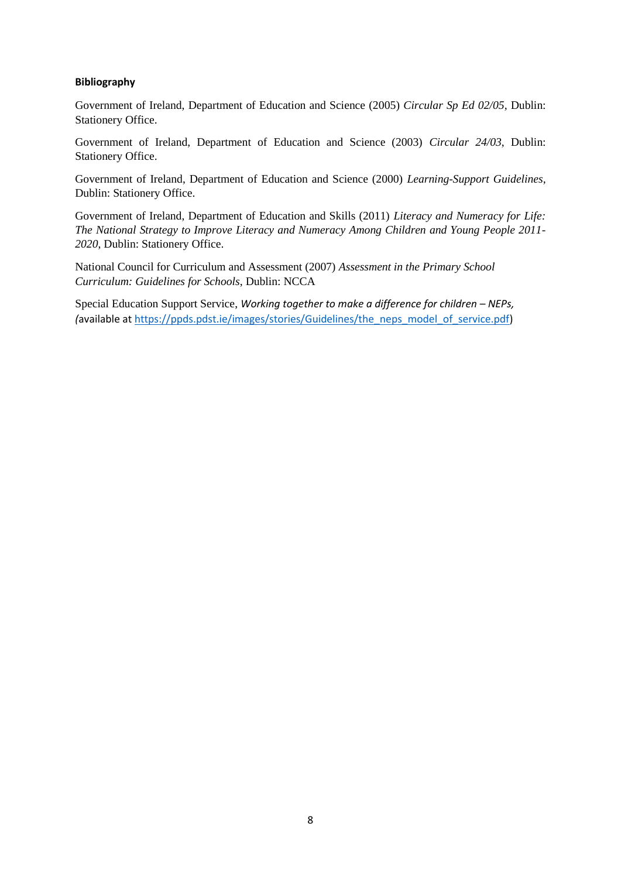**Bibliography**

Government of Ireland, Department of Education and Science (2005) *Circular Sp Ed 02/05*, Dublin: Stationery Office.

Government of Ireland, Department of Education and Science (2003) *Circular 24/03*, Dublin: Stationery Office.

Government of Ireland, Department of Education and Science (2000) *Learning-Support Guidelines*, Dublin: Stationery Office.

Government of Ireland, Department of Education and Skills (2011) *Literacy and Numeracy for Life: The National Strategy to Improve Literacy and Numeracy Among Children and Young People 2011-2020*, Dublin: Stationery Office.

National Council for Curriculum and Assessment (2007) *Assessment in the Primary School Curriculum: Guidelines for Schools*, Dublin: NCCA

Special Education Support Service, *Working together to make a difference for children – NEPs, (*available at https://ppds.pdst.ie/images/stories/Guidelines/the_neps_model_of_service.pdf)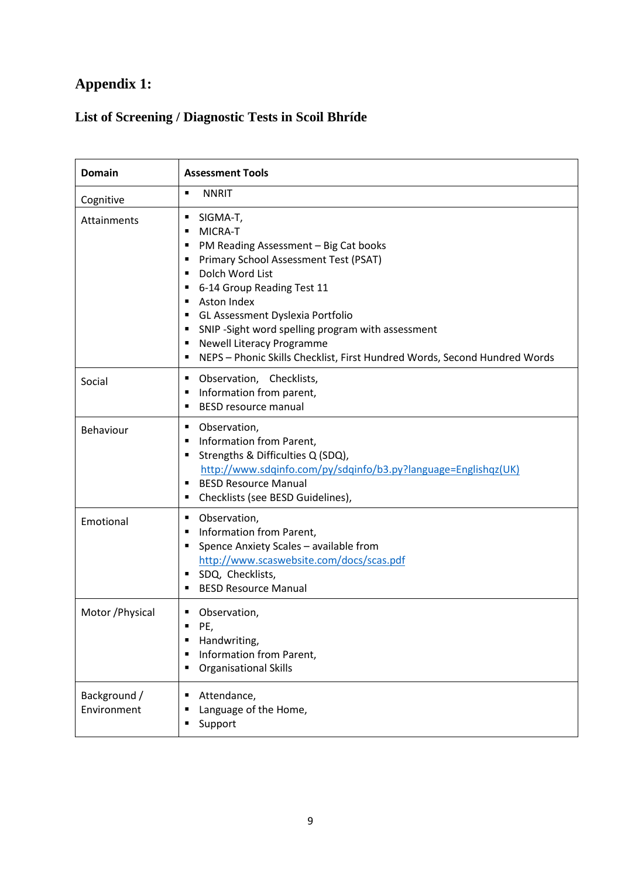# Appendix 1:

## List of Screening / Diagnostic Tests in Scoil Bhríde

| Domain | Assessment Tools |
|---|---|
| Cognitive | ▪ NNRIT |
| Attainments | ▪ SIGMA-T,<br>▪ MICRA-T<br>▪ PM Reading Assessment – Big Cat books<br>▪ Primary School Assessment Test (PSAT)<br>▪ Dolch Word List<br>▪ 6-14 Group Reading Test 11<br>▪ Aston Index<br>▪ GL Assessment Dyslexia Portfolio<br>▪ SNIP -Sight word spelling program with assessment<br>▪ Newell Literacy Programme<br>▪ NEPS – Phonic Skills Checklist, First Hundred Words, Second Hundred Words |
| Social | ▪ Observation, Checklists,<br>▪ Information from parent,<br>▪ BESD resource manual |
| Behaviour | ▪ Observation,<br>▪ Information from Parent,<br>▪ Strengths & Difficulties Q (SDQ), http://www.sdqinfo.com/py/sdqinfo/b3.py?language=Englishqz(UK)<br>▪ BESD Resource Manual<br>▪ Checklists (see BESD Guidelines), |
| Emotional | ▪ Observation,<br>▪ Information from Parent,<br>▪ Spence Anxiety Scales – available from http://www.scaswebsite.com/docs/scas.pdf<br>▪ SDQ, Checklists,<br>▪ BESD Resource Manual |
| Motor /Physical | ▪ Observation,<br>▪ PE,<br>▪ Handwriting,<br>▪ Information from Parent,<br>▪ Organisational Skills |
| Background / Environment | ▪ Attendance,<br>▪ Language of the Home,<br>▪ Support |